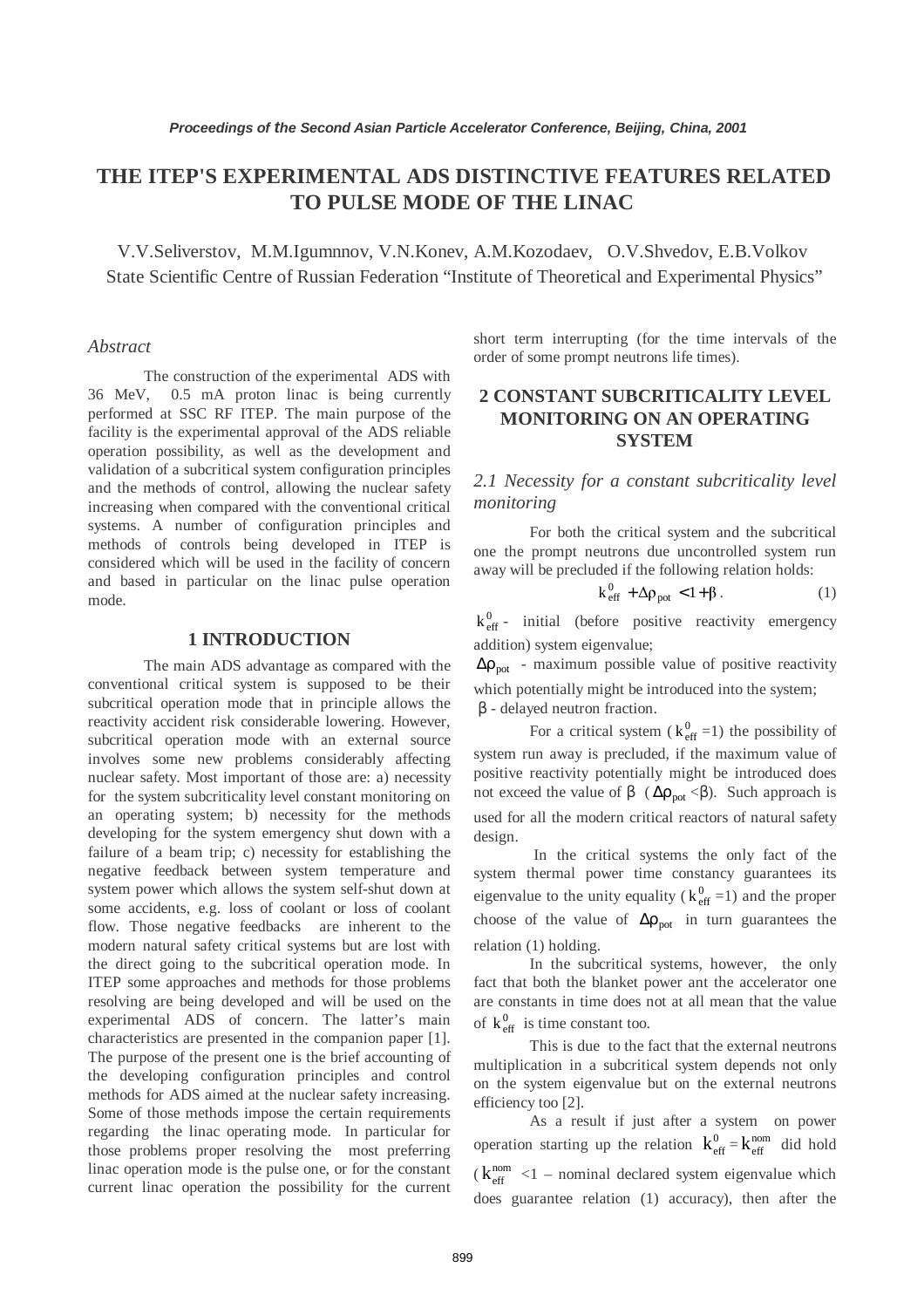# THE ITEP'S EXPERIMENTAL ADS DISTINCTIVE FEATURES RELATED TO PULSE MODE OF THE LINAC

V.V.Seliverstov, M.M.Igumnnov, V.N.Konev, A.M.Kozodaev, O.V.Shvedov, E.B.Volkov
State Scientific Centre of Russian Federation "Institute of Theoretical and Experimental Physics"

### *Abstract*

The construction of the experimental ADS with 36 MeV, 0.5 mA proton linac is being currently performed at SSC RF ITEP. The main purpose of the facility is the experimental approval of the ADS reliable operation possibility, as well as the development and validation of a subcritical system configuration principles and the methods of control, allowing the nuclear safety increasing when compared with the conventional critical systems. A number of configuration principles and methods of controls being developed in ITEP is considered which will be used in the facility of concern and based in particular on the linac pulse operation mode.

## 1 INTRODUCTION

The main ADS advantage as compared with the conventional critical system is supposed to be their subcritical operation mode that in principle allows the reactivity accident risk considerable lowering. However, subcritical operation mode with an external source involves some new problems considerably affecting nuclear safety. Most important of those are: a) necessity for the system subcriticality level constant monitoring on an operating system; b) necessity for the methods developing for the system emergency shut down with a failure of a beam trip; c) necessity for establishing the negative feedback between system temperature and system power which allows the system self-shut down at some accidents, e.g. loss of coolant or loss of coolant flow. Those negative feedbacks are inherent to the modern natural safety critical systems but are lost with the direct going to the subcritical operation mode. In ITEP some approaches and methods for those problems resolving are being developed and will be used on the experimental ADS of concern. The latter's main characteristics are presented in the companion paper [1]. The purpose of the present one is the brief accounting of the developing configuration principles and control methods for ADS aimed at the nuclear safety increasing. Some of those methods impose the certain requirements regarding the linac operating mode. In particular for those problems proper resolving the most preferring linac operation mode is the pulse one, or for the constant current linac operation the possibility for the current short term interrupting (for the time intervals of the order of some prompt neutrons life times).

## 2 CONSTANT SUBCRITICALITY LEVEL MONITORING ON AN OPERATING SYSTEM

### *2.1 Necessity for a constant subcriticality level monitoring*

For both the critical system and the subcritical one the prompt neutrons due uncontrolled system run away will be precluded if the following relation holds:

$$k^0_{eff} + \Delta\rho_{pot} < 1 + \beta \,. \qquad (1)$$

$k^0_{eff}$ - initial (before positive reactivity emergency addition) system eigenvalue;

$\Delta\rho_{pot}$ - maximum possible value of positive reactivity which potentially might be introduced into the system;

$\beta$ - delayed neutron fraction.

For a critical system ($k^0_{eff}$ =1) the possibility of system run away is precluded, if the maximum value of positive reactivity potentially might be introduced does not exceed the value of $\beta$ ($\Delta\rho_{pot}$ <$\beta$). Such approach is used for all the modern critical reactors of natural safety design.

In the critical systems the only fact of the system thermal power time constancy guarantees its eigenvalue to the unity equality ($k^0_{eff}$ =1) and the proper choose of the value of $\Delta\rho_{pot}$ in turn guarantees the relation (1) holding.

In the subcritical systems, however, the only fact that both the blanket power ant the accelerator one are constants in time does not at all mean that the value of $k^0_{eff}$ is time constant too.

This is due to the fact that the external neutrons multiplication in a subcritical system depends not only on the system eigenvalue but on the external neutrons efficiency too [2].

As a result if just after a system on power operation starting up the relation $k^0_{eff} = k^{nom}_{eff}$ did hold ($k^{nom}_{eff}$ <1 – nominal declared system eigenvalue which does guarantee relation (1) accuracy), then after the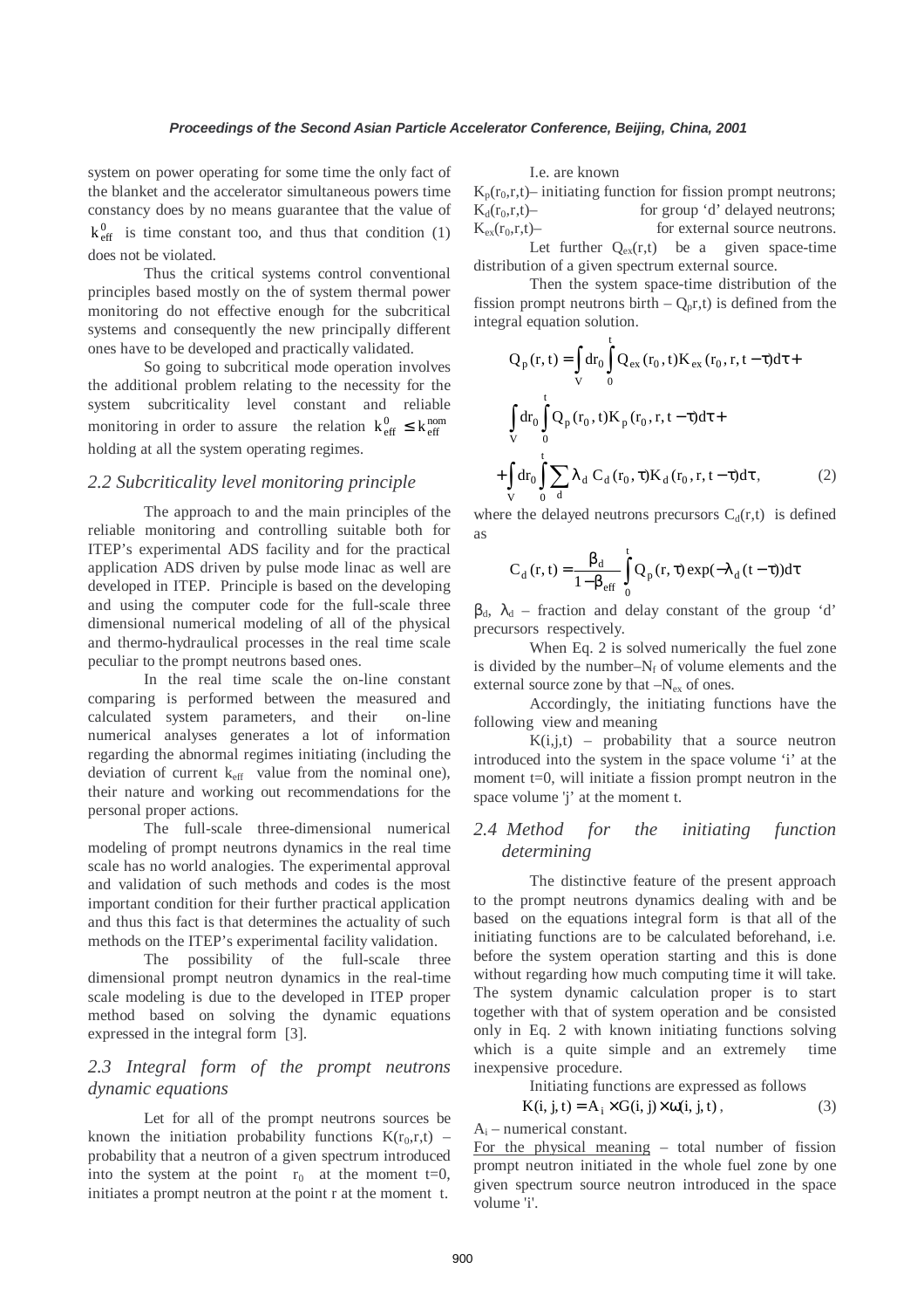system on power operating for some time the only fact of the blanket and the accelerator simultaneous powers time constancy does by no means guarantee that the value of $k^0_{\text{eff}}$ is time constant too, and thus that condition (1) does not be violated.

Thus the critical systems control conventional principles based mostly on the of system thermal power monitoring do not effective enough for the subcritical systems and consequently the new principally different ones have to be developed and practically validated.

So going to subcritical mode operation involves the additional problem relating to the necessity for the system subcriticality level constant and reliable monitoring in order to assure the relation $k^0_{\text{eff}} \le k^{\text{nom}}_{\text{eff}}$ holding at all the system operating regimes.

## *2.2 Subcriticality level monitoring principle*

The approach to and the main principles of the reliable monitoring and controlling suitable both for ITEP's experimental ADS facility and for the practical application ADS driven by pulse mode linac as well are developed in ITEP. Principle is based on the developing and using the computer code for the full-scale three dimensional numerical modeling of all of the physical and thermo-hydraulical processes in the real time scale peculiar to the prompt neutrons based ones.

In the real time scale the on-line constant comparing is performed between the measured and calculated system parameters, and their on-line numerical analyses generates a lot of information regarding the abnormal regimes initiating (including the deviation of current $k_{\text{eff}}$ value from the nominal one), their nature and working out recommendations for the personal proper actions.

The full-scale three-dimensional numerical modeling of prompt neutrons dynamics in the real time scale has no world analogies. The experimental approval and validation of such methods and codes is the most important condition for their further practical application and thus this fact is that determines the actuality of such methods on the ITEP's experimental facility validation.

The possibility of the full-scale three dimensional prompt neutron dynamics in the real-time scale modeling is due to the developed in ITEP proper method based on solving the dynamic equations expressed in the integral form [3].

## *2.3 Integral form of the prompt neutrons dynamic equations*

Let for all of the prompt neutrons sources be known the initiation probability functions $K(r_0,r,t)$ – probability that a neutron of a given spectrum introduced into the system at the point $r_0$ at the moment t=0, initiates a prompt neutron at the point r at the moment t.

I.e. are known

$K_p(r_0,r,t)$– initiating function for fission prompt neutrons;
$K_d(r_0,r,t)$– for group 'd' delayed neutrons;
$K_{ex}(r_0,r,t)$– for external source neutrons.

Let further $Q_{ex}(r,t)$ be a given space-time distribution of a given spectrum external source.

Then the system space-time distribution of the fission prompt neutrons birth – $Q_p(r,t)$ is defined from the integral equation solution.

$$
\begin{aligned}
Q_p(r,t) = & \int_V dr_0 \int_0^t Q_{ex}(r_0,t) K_{ex}(r_0,r,t-\tau)d\tau + \\
& \int_V dr_0 \int_0^t Q_p(r_0,t) K_p(r_0,r,t-\tau)d\tau + \\
& + \int_V dr_0 \int_0^t \sum_d \lambda_d C_d(r_0,\tau) K_d(r_0,r,t-\tau)d\tau,
\end{aligned}
\tag{2}
$$

where the delayed neutrons precursors $C_d(r,t)$ is defined as

$$
C_d(r,t) = \frac{\beta_d}{1-\beta_{\text{eff}}} \int_0^t Q_p(r,\tau)\exp(-\lambda_d(t-\tau))d\tau
$$

$\beta_d$, $\lambda_d$ – fraction and delay constant of the group 'd' precursors respectively.

When Eq. 2 is solved numerically the fuel zone is divided by the number–$N_f$ of volume elements and the external source zone by that –$N_{ex}$ of ones.

Accordingly, the initiating functions have the following view and meaning

$K(i,j,t)$ – probability that a source neutron introduced into the system in the space volume 'i' at the moment t=0, will initiate a fission prompt neutron in the space volume 'j' at the moment t.

## *2.4 Method for the initiating function determining*

The distinctive feature of the present approach to the prompt neutrons dynamics dealing with and be based on the equations integral form is that all of the initiating functions are to be calculated beforehand, i.e. before the system operation starting and this is done without regarding how much computing time it will take. The system dynamic calculation proper is to start together with that of system operation and be consisted only in Eq. 2 with known initiating functions solving which is a quite simple and an extremely time inexpensive procedure.

Initiating functions are expressed as follows

$$
K(i,j,t) = A_i \times G(i,j) \times \omega(i,j,t)\,, \tag{3}
$$

$A_i$ – numerical constant.

<u>For the physical meaning</u> – total number of fission prompt neutron initiated in the whole fuel zone by one given spectrum source neutron introduced in the space volume 'i'.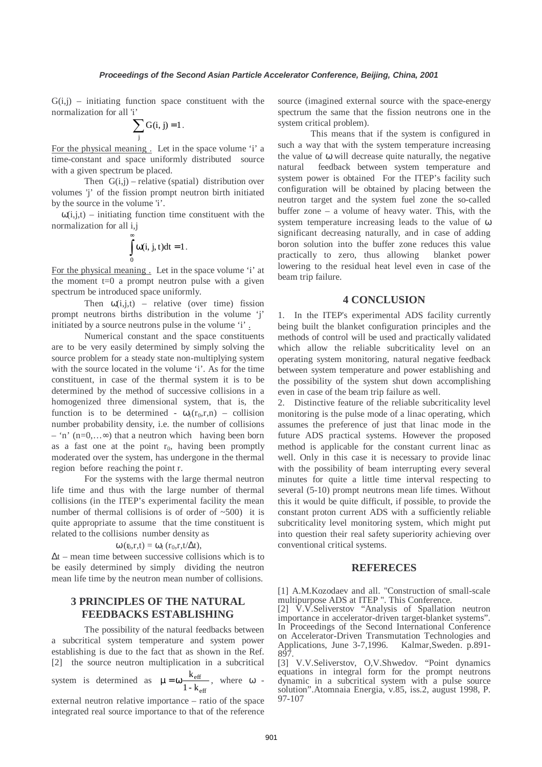$G(i,j)$ – initiating function space constituent with the normalization for all 'i'

$$\sum_j G(i,j) = 1.$$

For the physical meaning . Let in the space volume 'i' a time-constant and space uniformly distributed source with a given spectrum be placed.

Then $G(i,j)$ – relative (spatial) distribution over volumes 'j' of the fission prompt neutron birth initiated by the source in the volume 'i'.

$\omega(i,j,t)$ – initiating function time constituent with the normalization for all i,j

$$\int_0^\infty \omega(i,j,t)dt = 1.$$

For the physical meaning . Let in the space volume 'i' at the moment t=0 a prompt neutron pulse with a given spectrum be introduced space uniformly.

Then $\omega(i,j,t)$ – relative (over time) fission prompt neutrons births distribution in the volume 'j' initiated by a source neutrons pulse in the volume 'i' .

Numerical constant and the space constituents are to be very easily determined by simply solving the source problem for a steady state non-multiplying system with the source located in the volume 'i'. As for the time constituent, in case of the thermal system it is to be determined by the method of successive collisions in a homogenized three dimensional system, that is, the function is to be determined - $\omega_1(r_0,r,n)$ – collision number probability density, i.e. the number of collisions – 'n' (n=0,…∞) that a neutron which having been born as a fast one at the point $r_0$, having been promptly moderated over the system, has undergone in the thermal region before reaching the point r.

For the systems with the large thermal neutron life time and thus with the large number of thermal collisions (in the ITEP's experimental facility the mean number of thermal collisions is of order of ~500) it is quite appropriate to assume that the time constituent is related to the collisions number density as

$$\omega(r_0,r,t) = \omega_1(r_0,r,t/\Delta t),$$

$\Delta t$ – mean time between successive collisions which is to be easily determined by simply dividing the neutron mean life time by the neutron mean number of collisions.

## 3 PRINCIPLES OF THE NATURAL FEEDBACKS ESTABLISHING

The possibility of the natural feedbacks between a subcritical system temperature and system power establishing is due to the fact that as shown in the Ref. [2] the source neutron multiplication in a subcritical system is determined as $\mu = \omega \frac{k_{eff}}{1 - k_{eff}}$, where $\omega$ - external neutron relative importance – ratio of the space integrated real source importance to that of the reference source (imagined external source with the space-energy spectrum the same that the fission neutrons one in the system critical problem).

This means that if the system is configured in such a way that with the system temperature increasing the value of $\omega$ will decrease quite naturally, the negative natural feedback between system temperature and system power is obtained For the ITEP's facility such configuration will be obtained by placing between the neutron target and the system fuel zone the so-called buffer zone – a volume of heavy water. This, with the system temperature increasing leads to the value of $\omega$ significant decreasing naturally, and in case of adding boron solution into the buffer zone reduces this value practically to zero, thus allowing blanket power lowering to the residual heat level even in case of the beam trip failure.

## 4 CONCLUSION

1. In the ITEP's experimental ADS facility currently being built the blanket configuration principles and the methods of control will be used and practically validated which allow the reliable subcriticality level on an operating system monitoring, natural negative feedback between system temperature and power establishing and the possibility of the system shut down accomplishing even in case of the beam trip failure as well.
2. Distinctive feature of the reliable subcriticality level monitoring is the pulse mode of a linac operating, which assumes the preference of just that linac mode in the future ADS practical systems. However the proposed method is applicable for the constant current linac as well. Only in this case it is necessary to provide linac with the possibility of beam interrupting every several minutes for quite a little time interval respecting to several (5-10) prompt neutrons mean life times. Without this it would be quite difficult, if possible, to provide the constant proton current ADS with a sufficiently reliable subcriticality level monitoring system, which might put into question their real safety superiority achieving over conventional critical systems.

## REFERECES

[1] A.M.Kozodaev and all. "Construction of small-scale multipurpose ADS at ITEP ". This Conference.

[2] V.V.Seliverstov "Analysis of Spallation neutron importance in accelerator-driven target-blanket systems". In Proceedings of the Second International Conference on Accelerator-Driven Transmutation Technologies and Applications, June 3-7,1996. Kalmar,Sweden. p.891-897.

[3] V.V.Seliverstov, O,V.Shwedov. "Point dynamics equations in integral form for the prompt neutrons dynamic in a subcritical system with a pulse source solution".Atomnaia Energia, v.85, iss.2, august 1998, P. 97-107